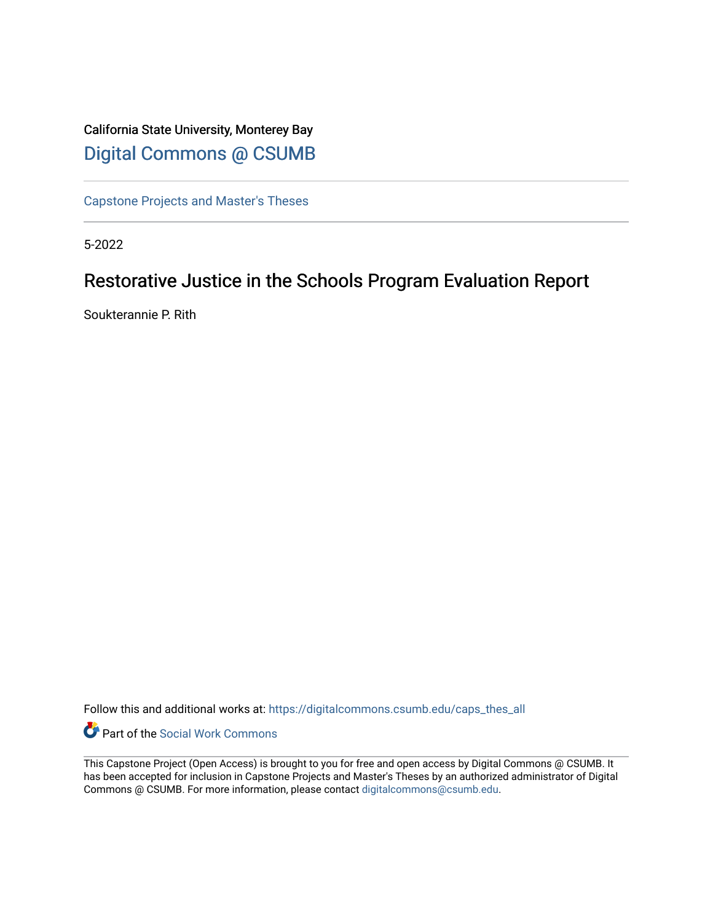California State University, Monterey Bay

Digital Commons @ CSUMB

Capstone Projects and Master's Theses

5-2022

# Restorative Justice in the Schools Program Evaluation Report

Soukterannie P. Rith

Follow this and additional works at: https://digitalcommons.csumb.edu/caps_thes_all

Part of the Social Work Commons

This Capstone Project (Open Access) is brought to you for free and open access by Digital Commons @ CSUMB. It has been accepted for inclusion in Capstone Projects and Master's Theses by an authorized administrator of Digital Commons @ CSUMB. For more information, please contact digitalcommons@csumb.edu.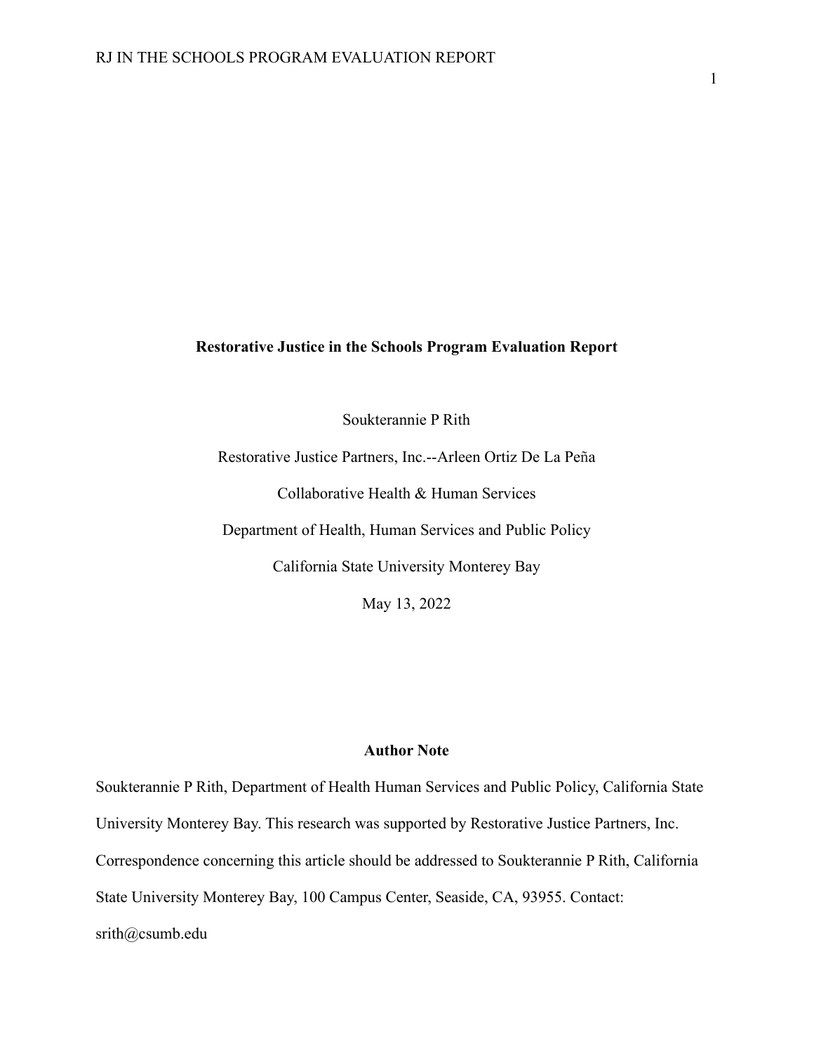**Restorative Justice in the Schools Program Evaluation Report**

Soukterannie P Rith

Restorative Justice Partners, Inc.--Arleen Ortiz De La Peña

Collaborative Health & Human Services

Department of Health, Human Services and Public Policy

California State University Monterey Bay

May 13, 2022

**Author Note**

Soukterannie P Rith, Department of Health Human Services and Public Policy, California State University Monterey Bay. This research was supported by Restorative Justice Partners, Inc. Correspondence concerning this article should be addressed to Soukterannie P Rith, California State University Monterey Bay, 100 Campus Center, Seaside, CA, 93955. Contact: srith@csumb.edu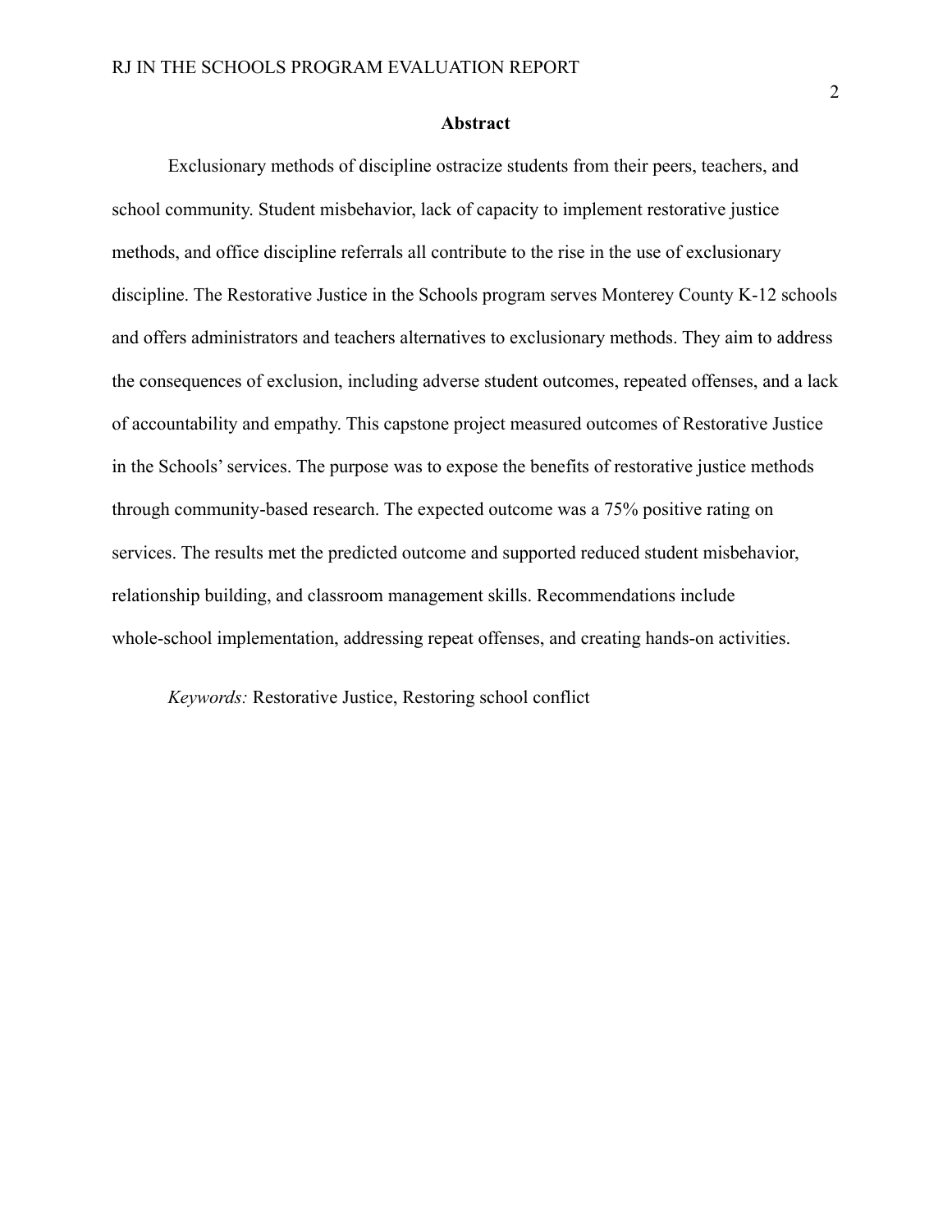## Abstract

Exclusionary methods of discipline ostracize students from their peers, teachers, and school community. Student misbehavior, lack of capacity to implement restorative justice methods, and office discipline referrals all contribute to the rise in the use of exclusionary discipline. The Restorative Justice in the Schools program serves Monterey County K-12 schools and offers administrators and teachers alternatives to exclusionary methods. They aim to address the consequences of exclusion, including adverse student outcomes, repeated offenses, and a lack of accountability and empathy. This capstone project measured outcomes of Restorative Justice in the Schools' services. The purpose was to expose the benefits of restorative justice methods through community-based research. The expected outcome was a 75% positive rating on services. The results met the predicted outcome and supported reduced student misbehavior, relationship building, and classroom management skills. Recommendations include whole-school implementation, addressing repeat offenses, and creating hands-on activities.

*Keywords:* Restorative Justice, Restoring school conflict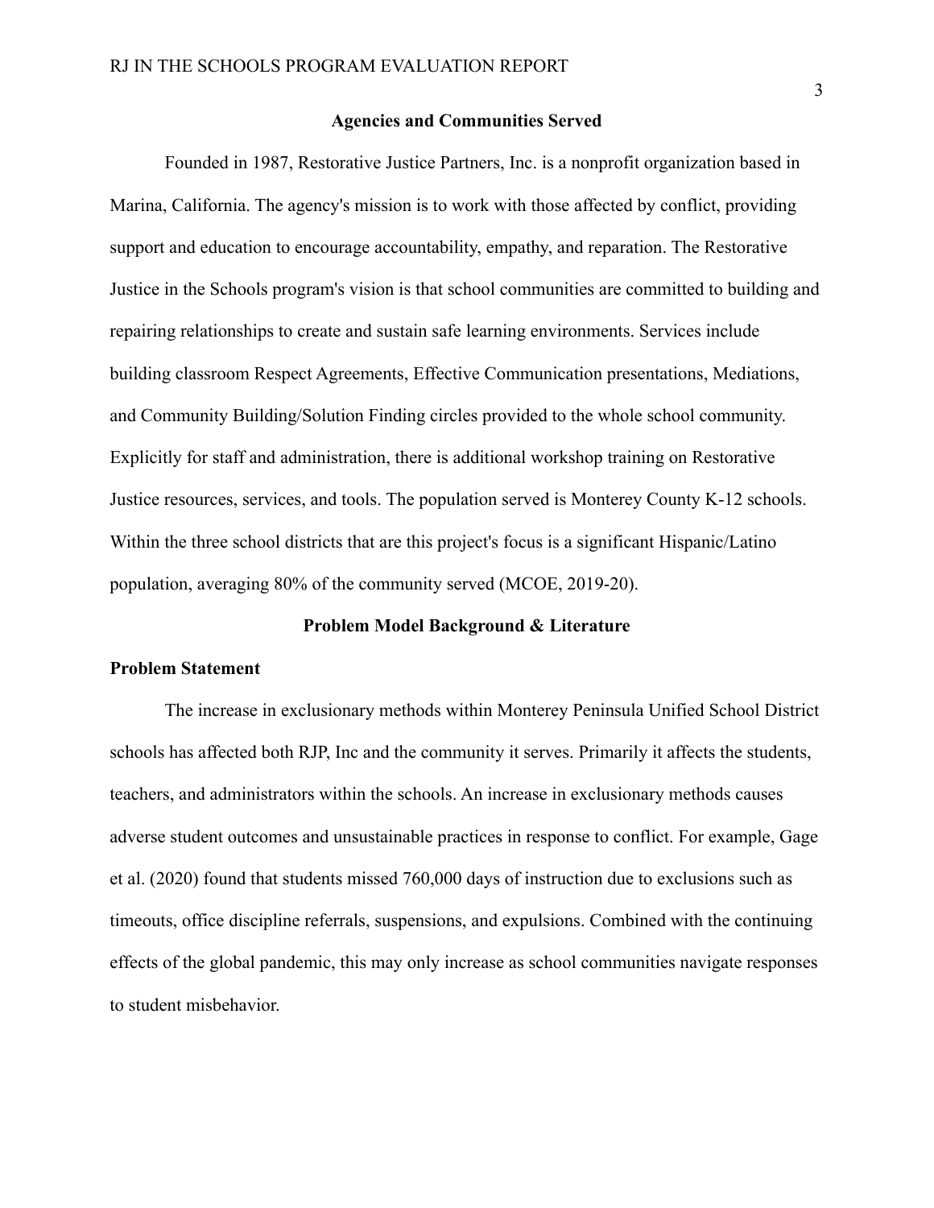## Agencies and Communities Served

Founded in 1987, Restorative Justice Partners, Inc. is a nonprofit organization based in Marina, California. The agency's mission is to work with those affected by conflict, providing support and education to encourage accountability, empathy, and reparation. The Restorative Justice in the Schools program's vision is that school communities are committed to building and repairing relationships to create and sustain safe learning environments. Services include building classroom Respect Agreements, Effective Communication presentations, Mediations, and Community Building/Solution Finding circles provided to the whole school community. Explicitly for staff and administration, there is additional workshop training on Restorative Justice resources, services, and tools. The population served is Monterey County K-12 schools. Within the three school districts that are this project's focus is a significant Hispanic/Latino population, averaging 80% of the community served (MCOE, 2019-20).

## Problem Model Background & Literature

### Problem Statement

The increase in exclusionary methods within Monterey Peninsula Unified School District schools has affected both RJP, Inc and the community it serves. Primarily it affects the students, teachers, and administrators within the schools. An increase in exclusionary methods causes adverse student outcomes and unsustainable practices in response to conflict. For example, Gage et al. (2020) found that students missed 760,000 days of instruction due to exclusions such as timeouts, office discipline referrals, suspensions, and expulsions. Combined with the continuing effects of the global pandemic, this may only increase as school communities navigate responses to student misbehavior.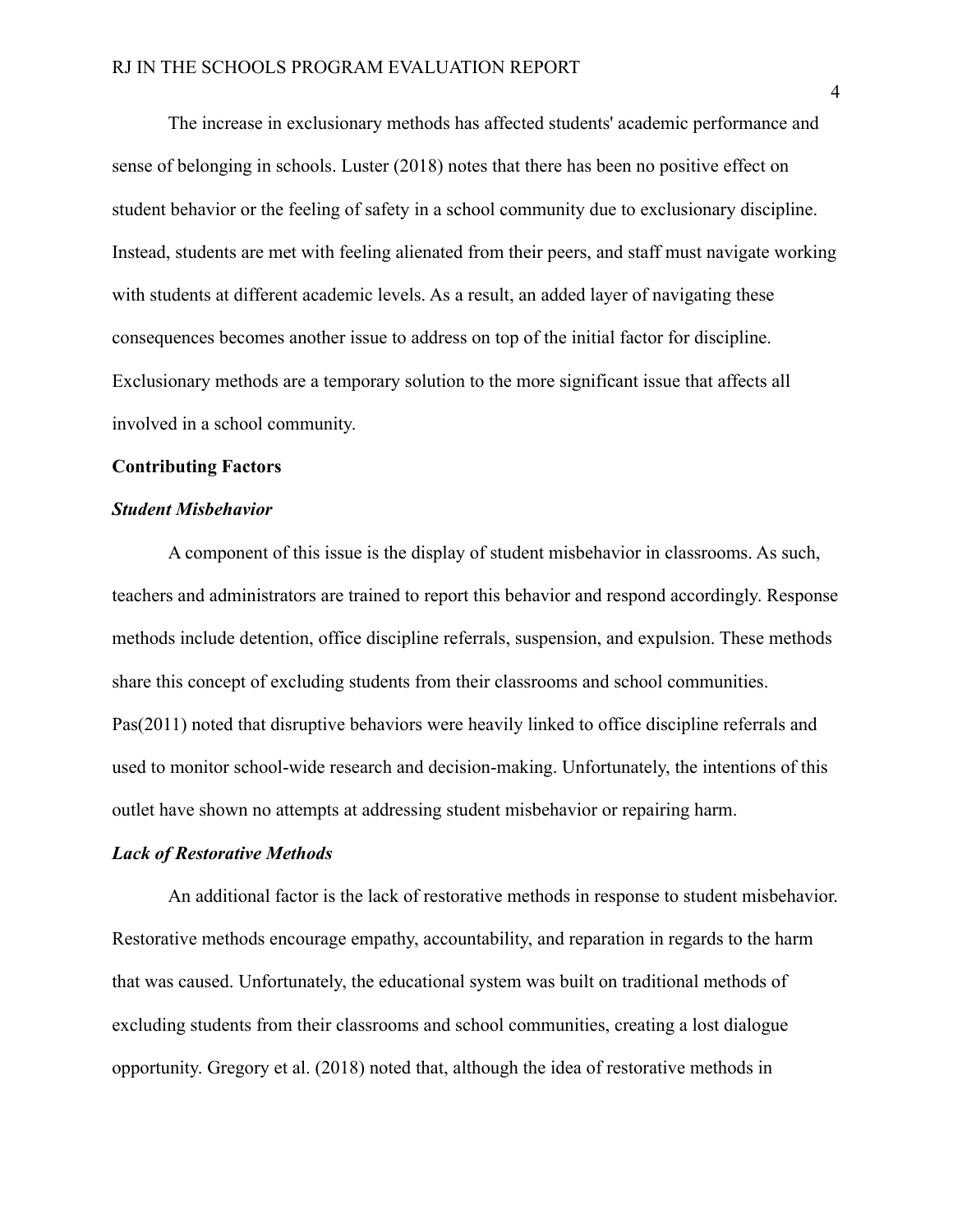The increase in exclusionary methods has affected students' academic performance and sense of belonging in schools. Luster (2018) notes that there has been no positive effect on student behavior or the feeling of safety in a school community due to exclusionary discipline. Instead, students are met with feeling alienated from their peers, and staff must navigate working with students at different academic levels. As a result, an added layer of navigating these consequences becomes another issue to address on top of the initial factor for discipline. Exclusionary methods are a temporary solution to the more significant issue that affects all involved in a school community.

## Contributing Factors

### *Student Misbehavior*

A component of this issue is the display of student misbehavior in classrooms. As such, teachers and administrators are trained to report this behavior and respond accordingly. Response methods include detention, office discipline referrals, suspension, and expulsion. These methods share this concept of excluding students from their classrooms and school communities. Pas(2011) noted that disruptive behaviors were heavily linked to office discipline referrals and used to monitor school-wide research and decision-making. Unfortunately, the intentions of this outlet have shown no attempts at addressing student misbehavior or repairing harm.

### *Lack of Restorative Methods*

An additional factor is the lack of restorative methods in response to student misbehavior. Restorative methods encourage empathy, accountability, and reparation in regards to the harm that was caused. Unfortunately, the educational system was built on traditional methods of excluding students from their classrooms and school communities, creating a lost dialogue opportunity. Gregory et al. (2018) noted that, although the idea of restorative methods in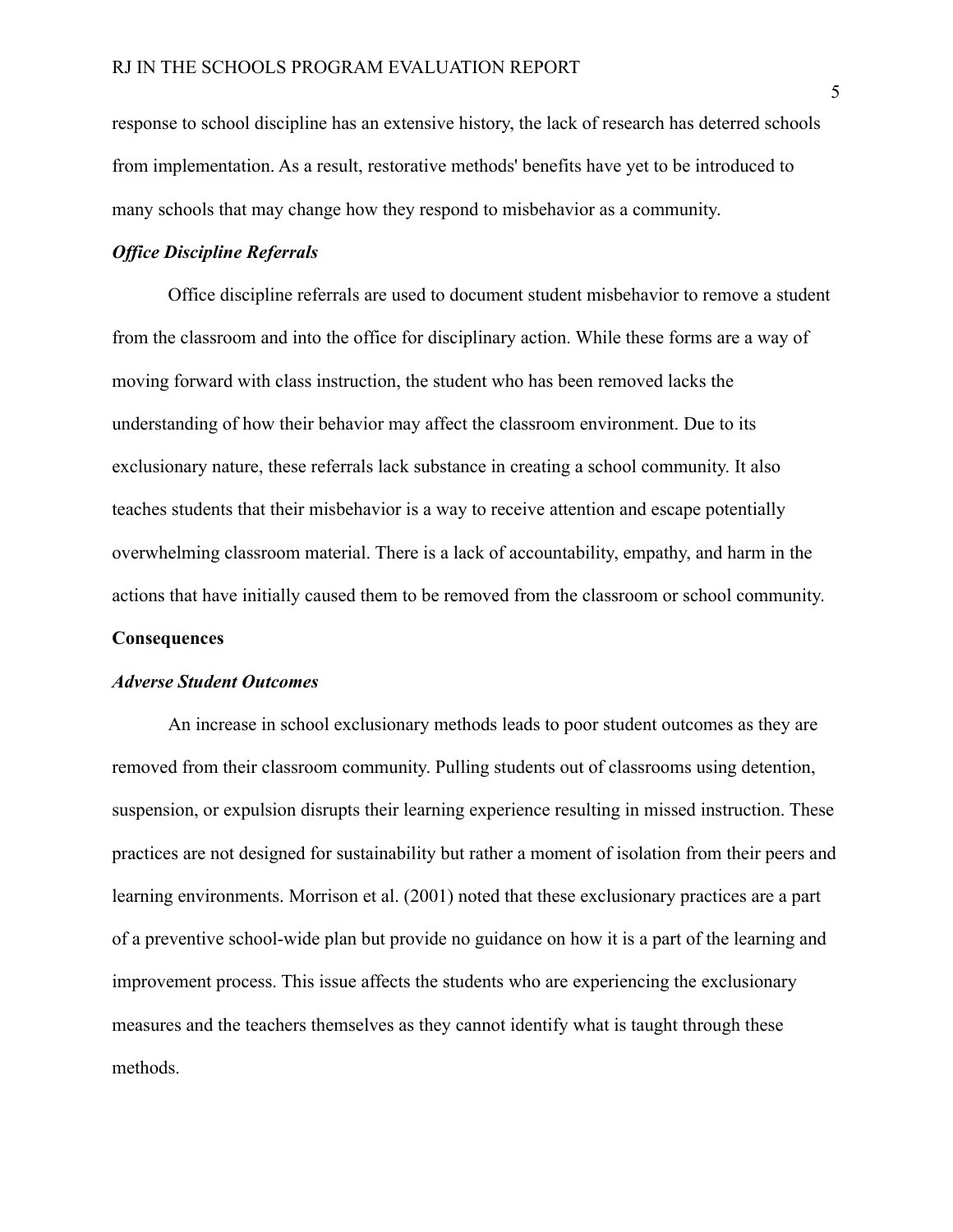response to school discipline has an extensive history, the lack of research has deterred schools from implementation. As a result, restorative methods' benefits have yet to be introduced to many schools that may change how they respond to misbehavior as a community.

### *Office Discipline Referrals*

Office discipline referrals are used to document student misbehavior to remove a student from the classroom and into the office for disciplinary action. While these forms are a way of moving forward with class instruction, the student who has been removed lacks the understanding of how their behavior may affect the classroom environment. Due to its exclusionary nature, these referrals lack substance in creating a school community. It also teaches students that their misbehavior is a way to receive attention and escape potentially overwhelming classroom material. There is a lack of accountability, empathy, and harm in the actions that have initially caused them to be removed from the classroom or school community.

## Consequences

### *Adverse Student Outcomes*

An increase in school exclusionary methods leads to poor student outcomes as they are removed from their classroom community. Pulling students out of classrooms using detention, suspension, or expulsion disrupts their learning experience resulting in missed instruction. These practices are not designed for sustainability but rather a moment of isolation from their peers and learning environments. Morrison et al. (2001) noted that these exclusionary practices are a part of a preventive school-wide plan but provide no guidance on how it is a part of the learning and improvement process. This issue affects the students who are experiencing the exclusionary measures and the teachers themselves as they cannot identify what is taught through these methods.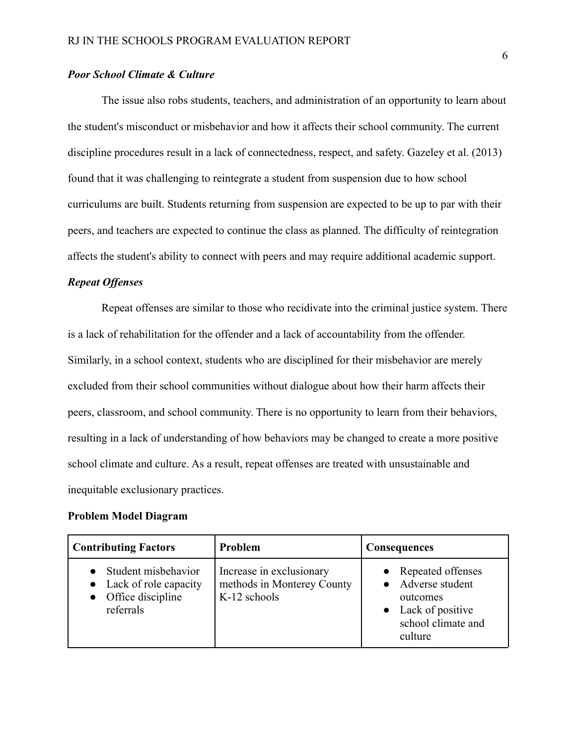### *Poor School Climate & Culture*

The issue also robs students, teachers, and administration of an opportunity to learn about the student's misconduct or misbehavior and how it affects their school community. The current discipline procedures result in a lack of connectedness, respect, and safety. Gazeley et al. (2013) found that it was challenging to reintegrate a student from suspension due to how school curriculums are built. Students returning from suspension are expected to be up to par with their peers, and teachers are expected to continue the class as planned. The difficulty of reintegration affects the student's ability to connect with peers and may require additional academic support.

### *Repeat Offenses*

Repeat offenses are similar to those who recidivate into the criminal justice system. There is a lack of rehabilitation for the offender and a lack of accountability from the offender. Similarly, in a school context, students who are disciplined for their misbehavior are merely excluded from their school communities without dialogue about how their harm affects their peers, classroom, and school community. There is no opportunity to learn from their behaviors, resulting in a lack of understanding of how behaviors may be changed to create a more positive school climate and culture. As a result, repeat offenses are treated with unsustainable and inequitable exclusionary practices.

**Problem Model Diagram**

| Contributing Factors | Problem | Consequences |
|---|---|---|
| • Student misbehavior<br>• Lack of role capacity<br>• Office discipline referrals | Increase in exclusionary methods in Monterey County K-12 schools | • Repeated offenses<br>• Adverse student outcomes<br>• Lack of positive school climate and culture |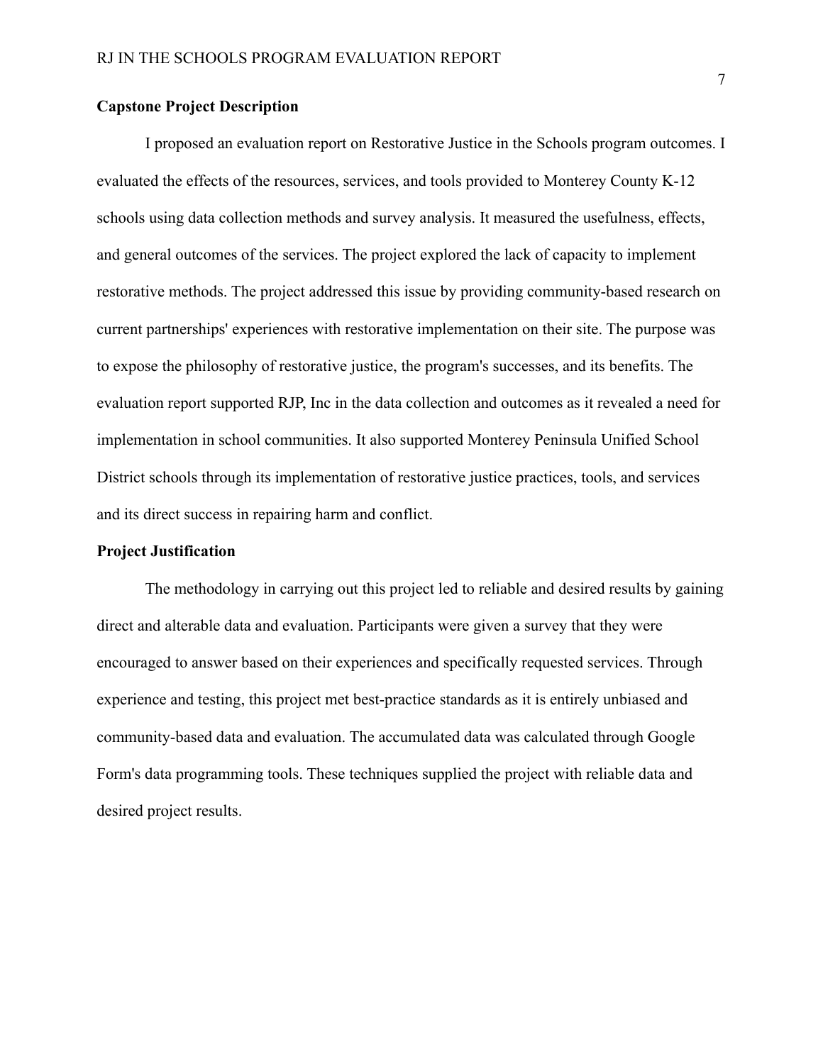**Capstone Project Description**

I proposed an evaluation report on Restorative Justice in the Schools program outcomes. I evaluated the effects of the resources, services, and tools provided to Monterey County K-12 schools using data collection methods and survey analysis. It measured the usefulness, effects, and general outcomes of the services. The project explored the lack of capacity to implement restorative methods. The project addressed this issue by providing community-based research on current partnerships' experiences with restorative implementation on their site. The purpose was to expose the philosophy of restorative justice, the program's successes, and its benefits. The evaluation report supported RJP, Inc in the data collection and outcomes as it revealed a need for implementation in school communities. It also supported Monterey Peninsula Unified School District schools through its implementation of restorative justice practices, tools, and services and its direct success in repairing harm and conflict.

**Project Justification**

The methodology in carrying out this project led to reliable and desired results by gaining direct and alterable data and evaluation. Participants were given a survey that they were encouraged to answer based on their experiences and specifically requested services. Through experience and testing, this project met best-practice standards as it is entirely unbiased and community-based data and evaluation. The accumulated data was calculated through Google Form's data programming tools. These techniques supplied the project with reliable data and desired project results.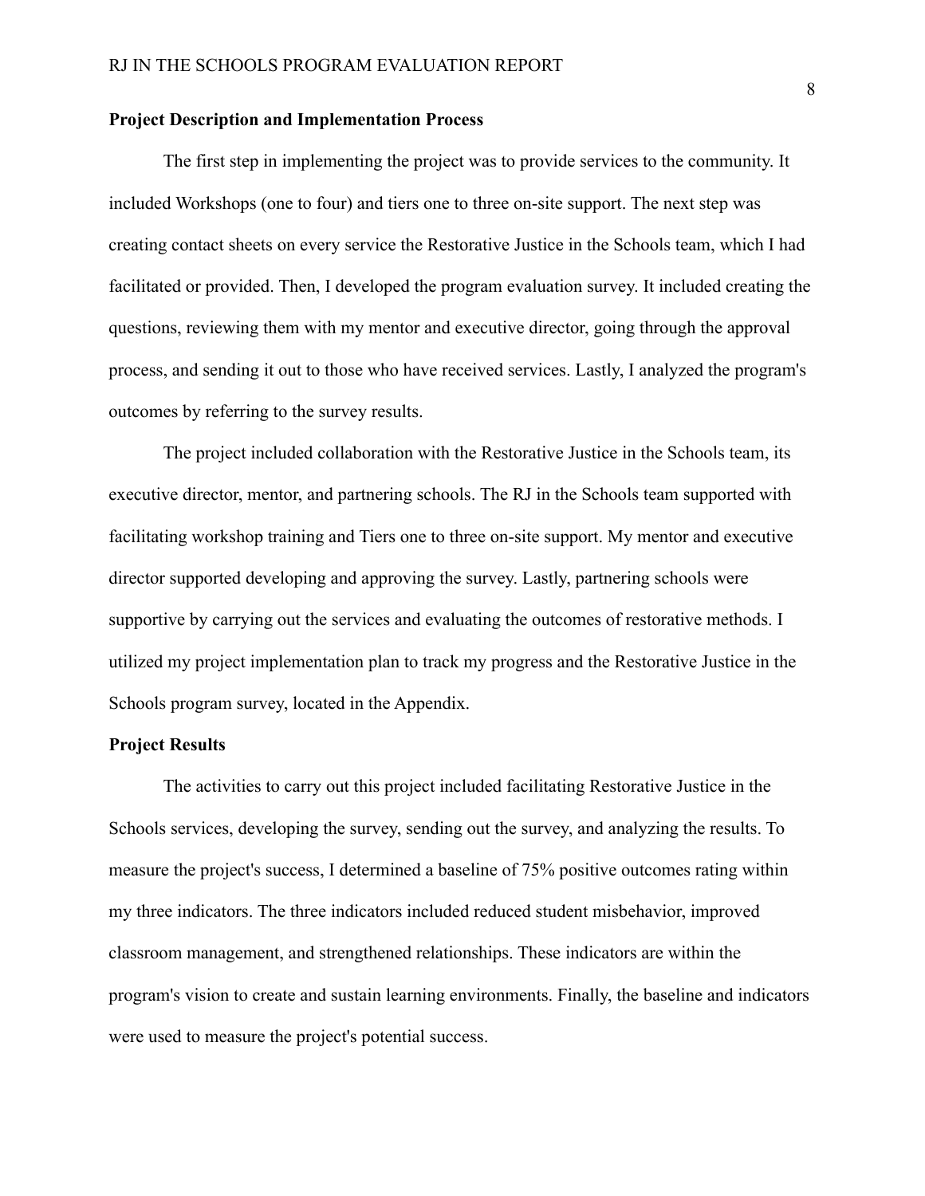### Project Description and Implementation Process

The first step in implementing the project was to provide services to the community. It included Workshops (one to four) and tiers one to three on-site support. The next step was creating contact sheets on every service the Restorative Justice in the Schools team, which I had facilitated or provided. Then, I developed the program evaluation survey. It included creating the questions, reviewing them with my mentor and executive director, going through the approval process, and sending it out to those who have received services. Lastly, I analyzed the program's outcomes by referring to the survey results.

The project included collaboration with the Restorative Justice in the Schools team, its executive director, mentor, and partnering schools. The RJ in the Schools team supported with facilitating workshop training and Tiers one to three on-site support. My mentor and executive director supported developing and approving the survey. Lastly, partnering schools were supportive by carrying out the services and evaluating the outcomes of restorative methods. I utilized my project implementation plan to track my progress and the Restorative Justice in the Schools program survey, located in the Appendix.

### Project Results

The activities to carry out this project included facilitating Restorative Justice in the Schools services, developing the survey, sending out the survey, and analyzing the results. To measure the project's success, I determined a baseline of 75% positive outcomes rating within my three indicators. The three indicators included reduced student misbehavior, improved classroom management, and strengthened relationships. These indicators are within the program's vision to create and sustain learning environments. Finally, the baseline and indicators were used to measure the project's potential success.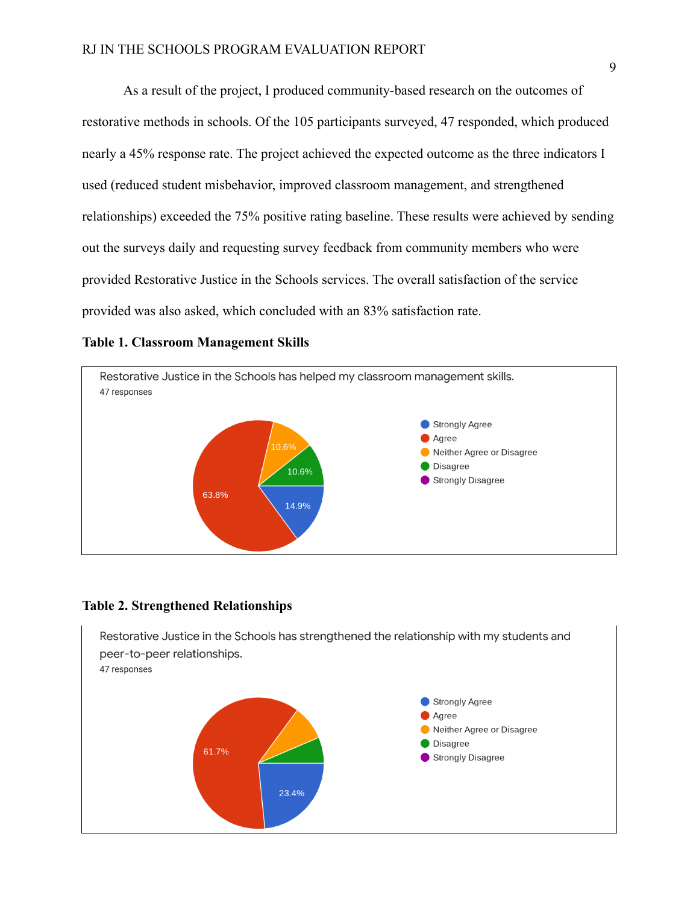As a result of the project, I produced community-based research on the outcomes of restorative methods in schools. Of the 105 participants surveyed, 47 responded, which produced nearly a 45% response rate. The project achieved the expected outcome as the three indicators I used (reduced student misbehavior, improved classroom management, and strengthened relationships) exceeded the 75% positive rating baseline. These results were achieved by sending out the surveys daily and requesting survey feedback from community members who were provided Restorative Justice in the Schools services. The overall satisfaction of the service provided was also asked, which concluded with an 83% satisfaction rate.

**Table 1. Classroom Management Skills**

Restorative Justice in the Schools has helped my classroom management skills.

47 responses

- Strongly Agree: 14.9%
- Agree: 63.8%
- Neither Agree or Disagree: 10.6%
- Disagree: 10.6%
- Strongly Disagree

**Table 2. Strengthened Relationships**

Restorative Justice in the Schools has strengthened the relationship with my students and peer-to-peer relationships.

47 responses

- Strongly Agree: 23.4%
- Agree: 61.7%
- Neither Agree or Disagree
- Disagree
- Strongly Disagree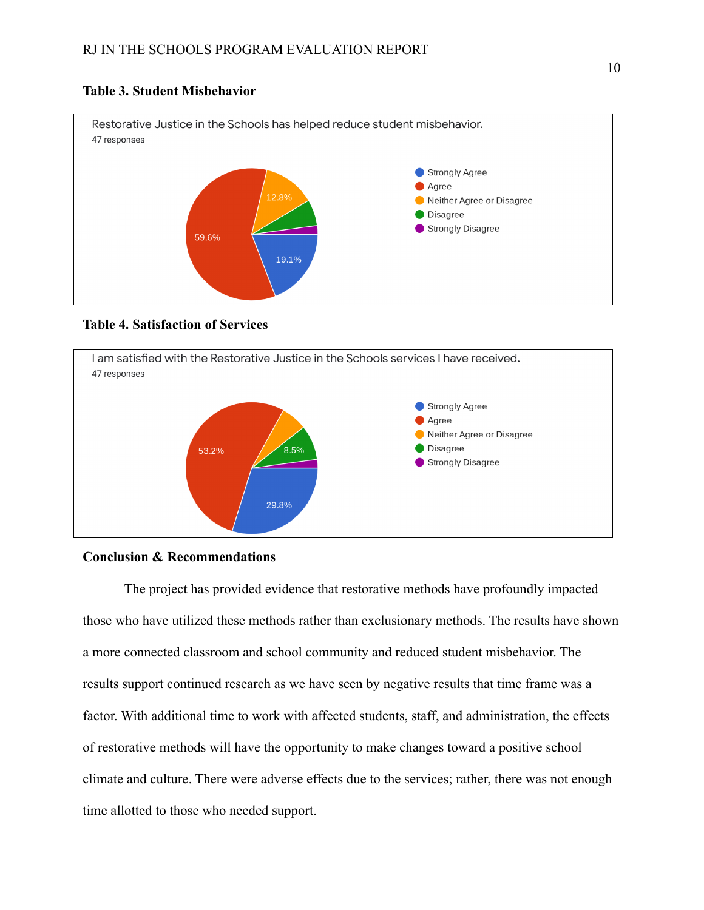**Table 3. Student Misbehavior**

Restorative Justice in the Schools has helped reduce student misbehavior.
47 responses

- Strongly Agree
- Agree
- Neither Agree or Disagree
- Disagree
- Strongly Disagree

59.6%
12.8%
19.1%

**Table 4. Satisfaction of Services**

I am satisfied with the Restorative Justice in the Schools services I have received.
47 responses

- Strongly Agree
- Agree
- Neither Agree or Disagree
- Disagree
- Strongly Disagree

53.2%
8.5%
29.8%

**Conclusion & Recommendations**

The project has provided evidence that restorative methods have profoundly impacted those who have utilized these methods rather than exclusionary methods. The results have shown a more connected classroom and school community and reduced student misbehavior. The results support continued research as we have seen by negative results that time frame was a factor. With additional time to work with affected students, staff, and administration, the effects of restorative methods will have the opportunity to make changes toward a positive school climate and culture. There were adverse effects due to the services; rather, there was not enough time allotted to those who needed support.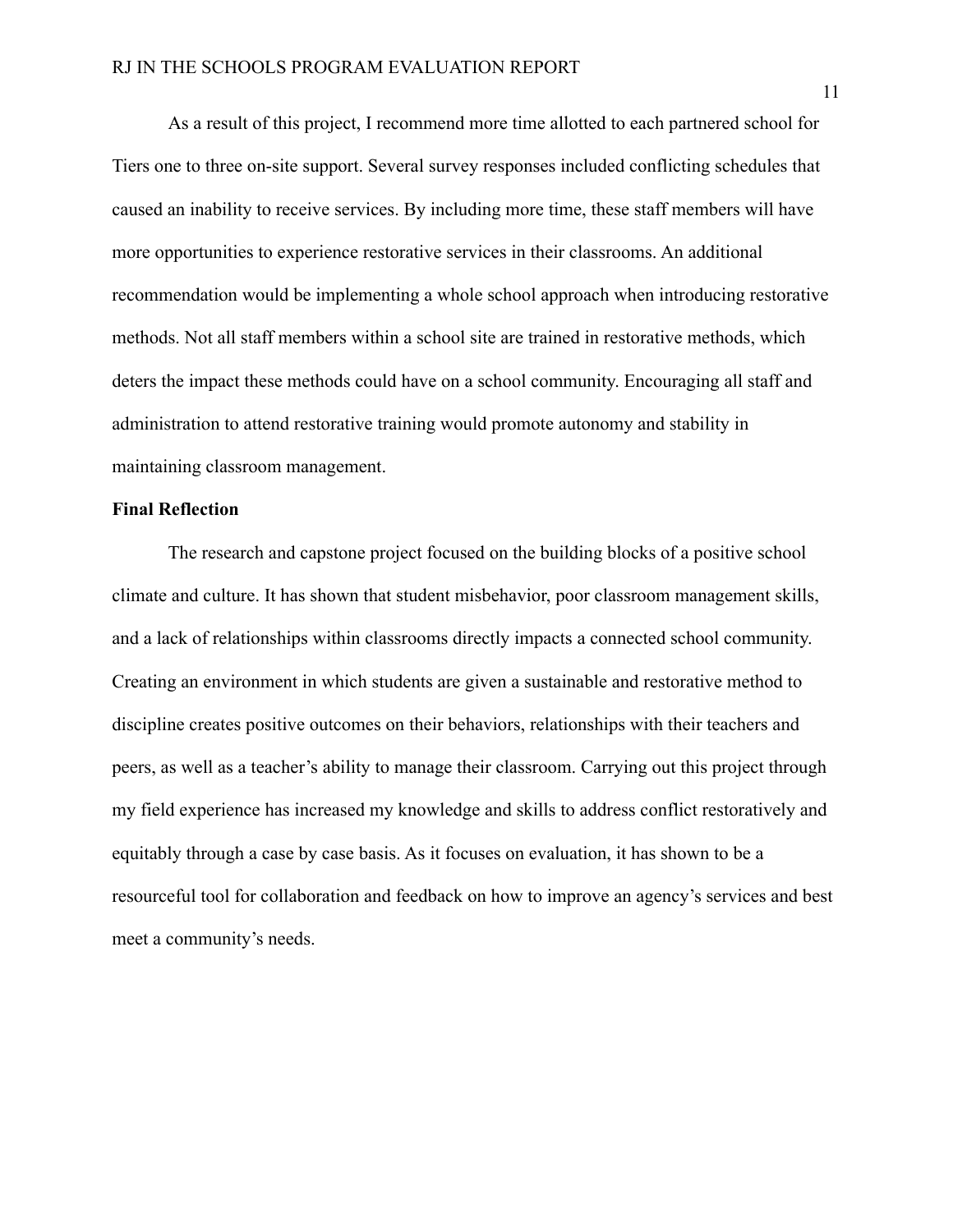As a result of this project, I recommend more time allotted to each partnered school for Tiers one to three on-site support. Several survey responses included conflicting schedules that caused an inability to receive services. By including more time, these staff members will have more opportunities to experience restorative services in their classrooms. An additional recommendation would be implementing a whole school approach when introducing restorative methods. Not all staff members within a school site are trained in restorative methods, which deters the impact these methods could have on a school community. Encouraging all staff and administration to attend restorative training would promote autonomy and stability in maintaining classroom management.

**Final Reflection**

The research and capstone project focused on the building blocks of a positive school climate and culture. It has shown that student misbehavior, poor classroom management skills, and a lack of relationships within classrooms directly impacts a connected school community. Creating an environment in which students are given a sustainable and restorative method to discipline creates positive outcomes on their behaviors, relationships with their teachers and peers, as well as a teacher's ability to manage their classroom. Carrying out this project through my field experience has increased my knowledge and skills to address conflict restoratively and equitably through a case by case basis. As it focuses on evaluation, it has shown to be a resourceful tool for collaboration and feedback on how to improve an agency's services and best meet a community's needs.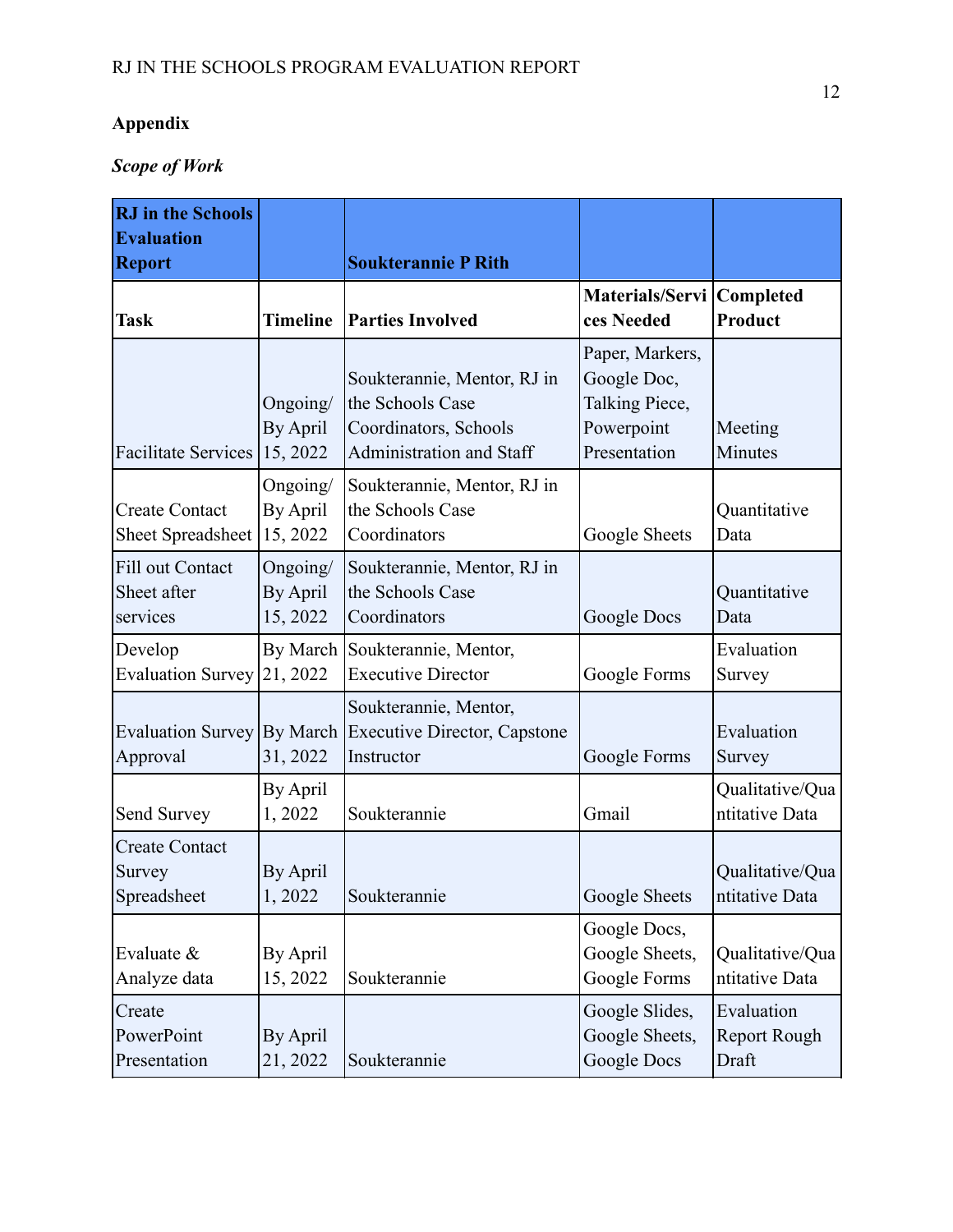## Appendix

### *Scope of Work*

| RJ in the Schools Evaluation Report | | Soukterannie P Rith | | |
|---|---|---|---|---|
| **Task** | **Timeline** | **Parties Involved** | **Materials/Services Needed** | **Completed Product** |
| Facilitate Services | Ongoing/ By April 15, 2022 | Soukterannie, Mentor, RJ in the Schools Case Coordinators, Schools Administration and Staff | Paper, Markers, Google Doc, Talking Piece, Powerpoint Presentation | Meeting Minutes |
| Create Contact Sheet Spreadsheet | Ongoing/ By April 15, 2022 | Soukterannie, Mentor, RJ in the Schools Case Coordinators | Google Sheets | Quantitative Data |
| Fill out Contact Sheet after services | Ongoing/ By April 15, 2022 | Soukterannie, Mentor, RJ in the Schools Case Coordinators | Google Docs | Quantitative Data |
| Develop Evaluation Survey | By March 21, 2022 | Soukterannie, Mentor, Executive Director | Google Forms | Evaluation Survey |
| Evaluation Survey Approval | By March 31, 2022 | Soukterannie, Mentor, Executive Director, Capstone Instructor | Google Forms | Evaluation Survey |
| Send Survey | By April 1, 2022 | Soukterannie | Gmail | Qualitative/Quantitative Data |
| Create Contact Survey Spreadsheet | By April 1, 2022 | Soukterannie | Google Sheets | Qualitative/Quantitative Data |
| Evaluate & Analyze data | By April 15, 2022 | Soukterannie | Google Docs, Google Sheets, Google Forms | Qualitative/Quantitative Data |
| Create PowerPoint Presentation | By April 21, 2022 | Soukterannie | Google Slides, Google Sheets, Google Docs | Evaluation Report Rough Draft |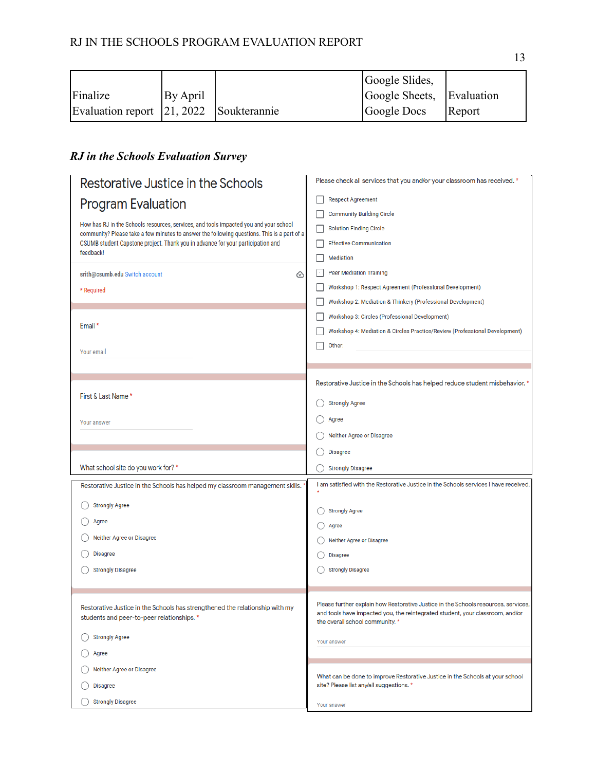| Finalize Evaluation report | By April 21, 2022 | Soukterannie | Google Slides, Google Sheets, Google Docs | Evaluation Report |
|---|---|---|---|---|

***RJ in the Schools Evaluation Survey***

## Restorative Justice in the Schools Program Evaluation

How has RJ in the Schools resources, services, and tools impacted you and your school community? Please take a few minutes to answer the following questions. This is a part of a CSUMB student Capstone project. Thank you in advance for your participation and feedback!

srith@csumb.edu Switch account

* Required

Email *

Your email

First & Last Name *

Your answer

What school site do you work for? *

Please check all services that you and/or your classroom has received. *

- [ ] Respect Agreement
- [ ] Community Building Circle
- [ ] Solution Finding Circle
- [ ] Effective Communication
- [ ] Mediation
- [ ] Peer Mediation Training
- [ ] Workshop 1: Respect Agreement (Professional Development)
- [ ] Workshop 2: Mediation & Thinkery (Professional Development)
- [ ] Workshop 3: Circles (Professional Development)
- [ ] Workshop 4: Mediation & Circles Practice/Review (Professional Development)
- [ ] Other:

Restorative Justice in the Schools has helped reduce student misbehavior. *

- Strongly Agree
- Agree
- Neither Agree or Disagree
- Disagree
- Strongly Disagree

Restorative Justice in the Schools has helped my classroom management skills. *

- Strongly Agree
- Agree
- Neither Agree or Disagree
- Disagree
- Strongly Disagree

Restorative Justice in the Schools has strengthened the relationship with my students and peer-to-peer relationships. *

- Strongly Agree
- Agree
- Neither Agree or Disagree
- Disagree
- Strongly Disagree

I am satisfied with the Restorative Justice in the Schools services I have received. *

- Strongly Agree
- Agree
- Neither Agree or Disagree
- Disagree
- Strongly Disagree

Please further explain how Restorative Justice in the Schools resources, services, and tools have impacted you, the reintegrated student, your classroom, and/or the overall school community. *

Your answer

What can be done to improve Restorative Justice in the Schools at your school site? Please list any/all suggestions. *

Your answer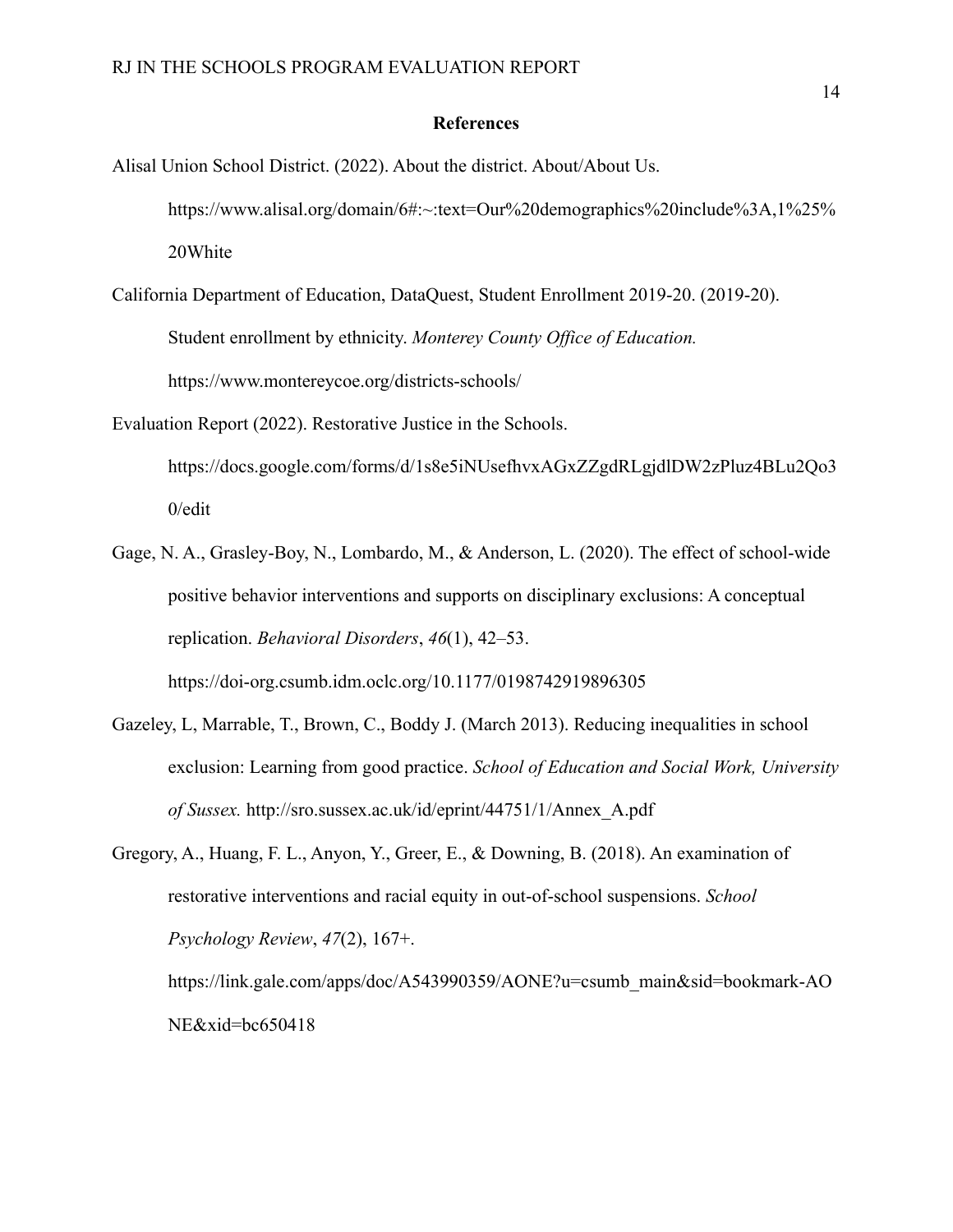**References**

Alisal Union School District. (2022). About the district. About/About Us. https://www.alisal.org/domain/6#:~:text=Our%20demographics%20include%3A,1%25%20White

California Department of Education, DataQuest, Student Enrollment 2019-20. (2019-20). Student enrollment by ethnicity. *Monterey County Office of Education.* https://www.montereycoe.org/districts-schools/

Evaluation Report (2022). Restorative Justice in the Schools. https://docs.google.com/forms/d/1s8e5iNUsefhvxAGxZZgdRLgjdlDW2zPluz4BLu2Qo30/edit

Gage, N. A., Grasley-Boy, N., Lombardo, M., & Anderson, L. (2020). The effect of school-wide positive behavior interventions and supports on disciplinary exclusions: A conceptual replication. *Behavioral Disorders*, *46*(1), 42–53. https://doi-org.csumb.idm.oclc.org/10.1177/0198742919896305

Gazeley, L, Marrable, T., Brown, C., Boddy J. (March 2013). Reducing inequalities in school exclusion: Learning from good practice. *School of Education and Social Work, University of Sussex.* http://sro.sussex.ac.uk/id/eprint/44751/1/Annex_A.pdf

Gregory, A., Huang, F. L., Anyon, Y., Greer, E., & Downing, B. (2018). An examination of restorative interventions and racial equity in out-of-school suspensions. *School Psychology Review*, *47*(2), 167+. https://link.gale.com/apps/doc/A543990359/AONE?u=csumb_main&sid=bookmark-AONE&xid=bc650418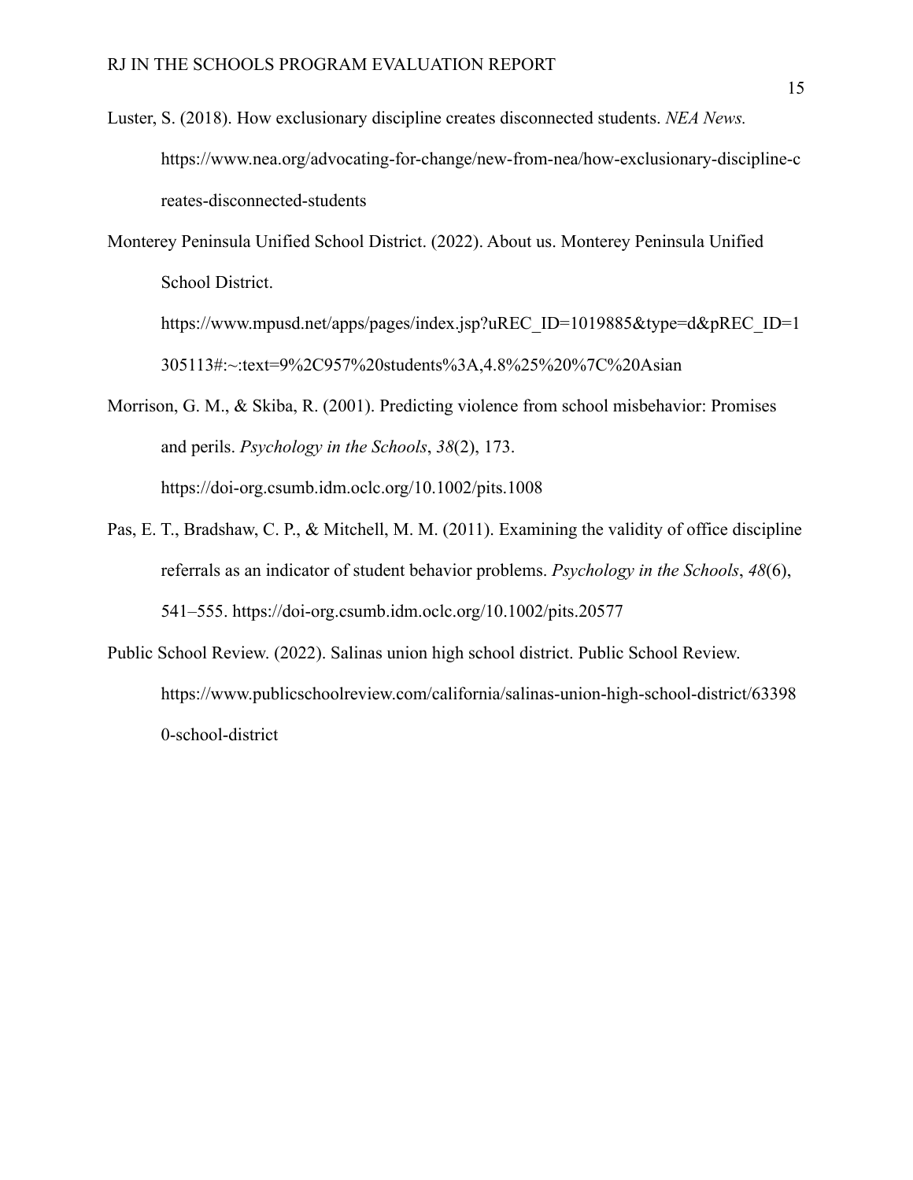Luster, S. (2018). How exclusionary discipline creates disconnected students. *NEA News.* https://www.nea.org/advocating-for-change/new-from-nea/how-exclusionary-discipline-creates-disconnected-students

Monterey Peninsula Unified School District. (2022). About us. Monterey Peninsula Unified School District. https://www.mpusd.net/apps/pages/index.jsp?uREC_ID=1019885&type=d&pREC_ID=1305113#:~:text=9%2C957%20students%3A,4.8%25%20%7C%20Asian

Morrison, G. M., & Skiba, R. (2001). Predicting violence from school misbehavior: Promises and perils. *Psychology in the Schools*, *38*(2), 173. https://doi-org.csumb.idm.oclc.org/10.1002/pits.1008

Pas, E. T., Bradshaw, C. P., & Mitchell, M. M. (2011). Examining the validity of office discipline referrals as an indicator of student behavior problems. *Psychology in the Schools*, *48*(6), 541–555. https://doi-org.csumb.idm.oclc.org/10.1002/pits.20577

Public School Review. (2022). Salinas union high school district. Public School Review. https://www.publicschoolreview.com/california/salinas-union-high-school-district/633980-school-district